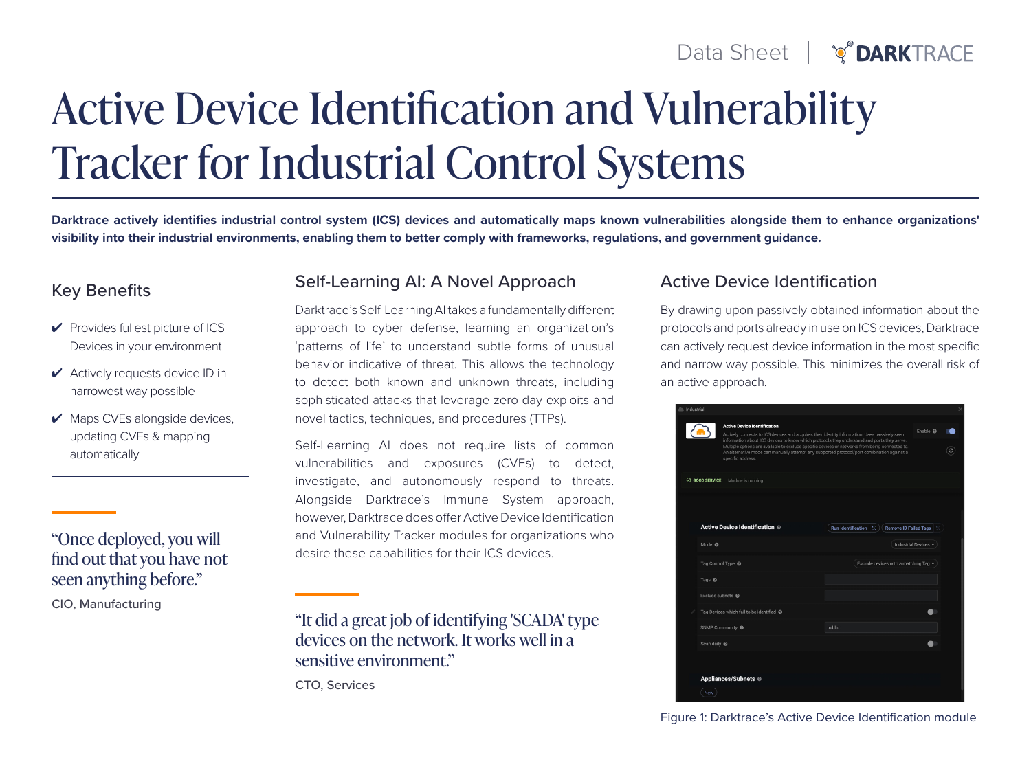Data Sheet | DARKTRACE

# Active Device Identification and Vulnerability Tracker for Industrial Control Systems

**Darktrace actively identifies industrial control system (ICS) devices and automatically maps known vulnerabilities alongside them to enhance organizations' visibility into their industrial environments, enabling them to better comply with frameworks, regulations, and government guidance.**

## Key Benefits

- ✔ Provides fullest picture of ICS Devices in your environment
- ✔ Actively requests device ID in narrowest way possible
- ✔ Maps CVEs alongside devices, updating CVEs & mapping automatically

> "Once deployed, you will find out that you have not seen anything before."
>
> CIO, Manufacturing

## Self-Learning AI: A Novel Approach

Darktrace's Self-Learning AI takes a fundamentally different approach to cyber defense, learning an organization's 'patterns of life' to understand subtle forms of unusual behavior indicative of threat. This allows the technology to detect both known and unknown threats, including sophisticated attacks that leverage zero-day exploits and novel tactics, techniques, and procedures (TTPs).

Self-Learning AI does not require lists of common vulnerabilities and exposures (CVEs) to detect, investigate, and autonomously respond to threats. Alongside Darktrace's Immune System approach, however, Darktrace does offer Active Device Identification and Vulnerability Tracker modules for organizations who desire these capabilities for their ICS devices.

> "It did a great job of identifying 'SCADA' type devices on the network. It works well in a sensitive environment."
>
> CTO, Services

## Active Device Identification

By drawing upon passively obtained information about the protocols and ports already in use on ICS devices, Darktrace can actively request device information in the most specific and narrow way possible. This minimizes the overall risk of an active approach.

Figure 1: Darktrace's Active Device Identification module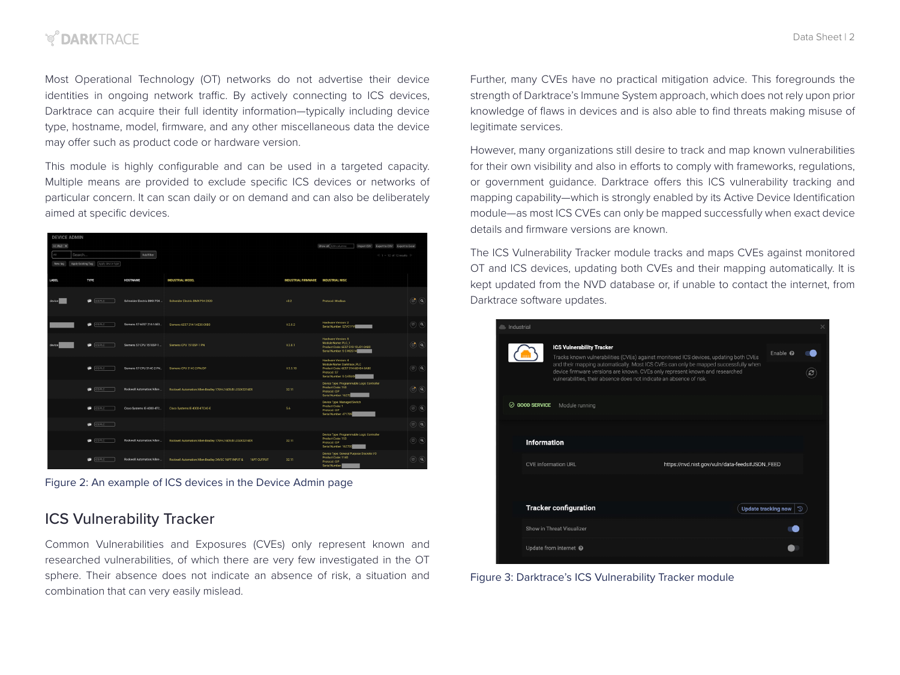Most Operational Technology (OT) networks do not advertise their device identities in ongoing network traffic. By actively connecting to ICS devices, Darktrace can acquire their full identity information—typically including device type, hostname, model, firmware, and any other miscellaneous data the device may offer such as product code or hardware version.

This module is highly configurable and can be used in a targeted capacity. Multiple means are provided to exclude specific ICS devices or networks of particular concern. It can scan daily or on demand and can also be deliberately aimed at specific devices.

Figure 2: An example of ICS devices in the Device Admin page

## ICS Vulnerability Tracker

Common Vulnerabilities and Exposures (CVEs) only represent known and researched vulnerabilities, of which there are very few investigated in the OT sphere. Their absence does not indicate an absence of risk, a situation and combination that can very easily mislead.

Further, many CVEs have no practical mitigation advice. This foregrounds the strength of Darktrace's Immune System approach, which does not rely upon prior knowledge of flaws in devices and is also able to find threats making misuse of legitimate services.

However, many organizations still desire to track and map known vulnerabilities for their own visibility and also in efforts to comply with frameworks, regulations, or government guidance. Darktrace offers this ICS vulnerability tracking and mapping capability—which is strongly enabled by its Active Device Identification module—as most ICS CVEs can only be mapped successfully when exact device details and firmware versions are known.

The ICS Vulnerability Tracker module tracks and maps CVEs against monitored OT and ICS devices, updating both CVEs and their mapping automatically. It is kept updated from the NVD database or, if unable to contact the internet, from Darktrace software updates.

Figure 3: Darktrace's ICS Vulnerability Tracker module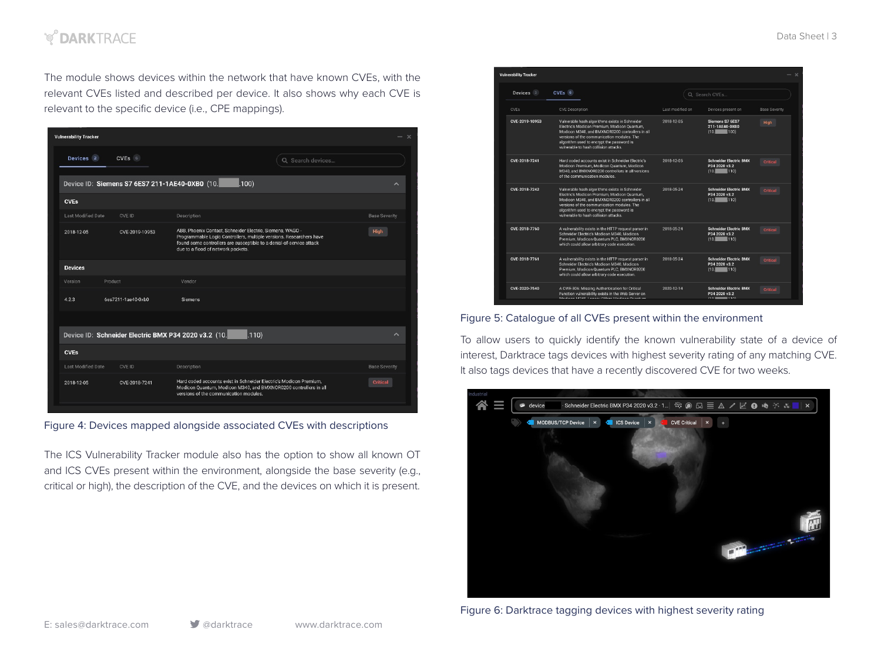The module shows devices within the network that have known CVEs, with the relevant CVEs listed and described per device. It also shows why each CVE is relevant to the specific device (i.e., CPE mappings).

Figure 4: Devices mapped alongside associated CVEs with descriptions

The ICS Vulnerability Tracker module also has the option to show all known OT and ICS CVEs present within the environment, alongside the base severity (e.g., critical or high), the description of the CVE, and the devices on which it is present.

Figure 5: Catalogue of all CVEs present within the environment

To allow users to quickly identify the known vulnerability state of a device of interest, Darktrace tags devices with highest severity rating of any matching CVE. It also tags devices that have a recently discovered CVE for two weeks.

Figure 6: Darktrace tagging devices with highest severity rating